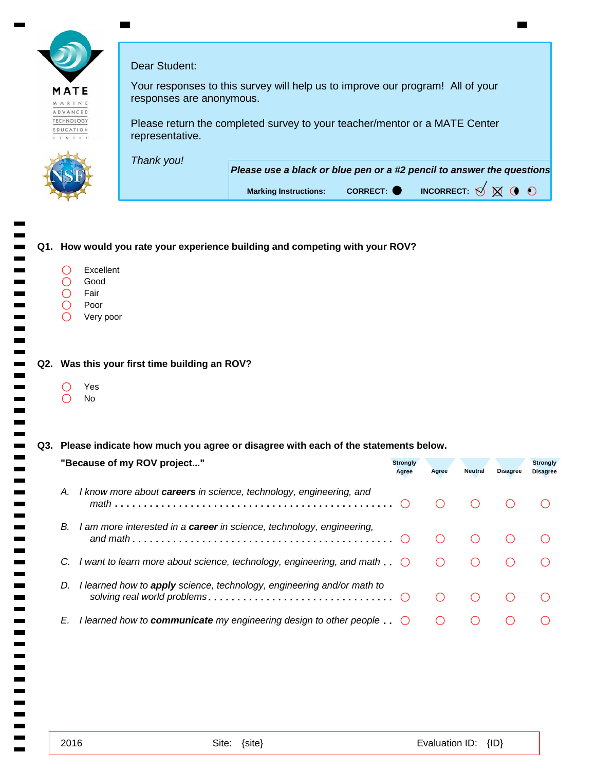Dear Student:

Your responses to this survey will help us to improve our program! All of your responses are anonymous.

Please return the completed survey to your teacher/mentor or a MATE Center representative.

*Thank you!*

***Please use a black or blue pen or a #2 pencil to answer the questions***

**Marking Instructions:** **CORRECT:** ● **INCORRECT:**

**Q1. How would you rate your experience building and competing with your ROV?**

- ◯ Excellent
- ◯ Good
- ◯ Fair
- ◯ Poor
- ◯ Very poor

**Q2. Was this your first time building an ROV?**

- ◯ Yes
- ◯ No

**Q3. Please indicate how much you agree or disagree with each of the statements below.**

**"Because of my ROV project..."**

| | Strongly Agree | Agree | Neutral | Disagree | Strongly Disagree |
|---|---|---|---|---|---|
| A. *I know more about **careers** in science, technology, engineering, and math* | ◯ | ◯ | ◯ | ◯ | ◯ |
| B. *I am more interested in a **career** in science, technology, engineering, and math* | ◯ | ◯ | ◯ | ◯ | ◯ |
| C. *I want to learn more about science, technology, engineering, and math* | ◯ | ◯ | ◯ | ◯ | ◯ |
| D. *I learned how to **apply** science, technology, engineering and/or math to solving real world problems* | ◯ | ◯ | ◯ | ◯ | ◯ |
| E. *I learned how to **communicate** my engineering design to other people* | ◯ | ◯ | ◯ | ◯ | ◯ |

2016 Site: {site} Evaluation ID: {ID}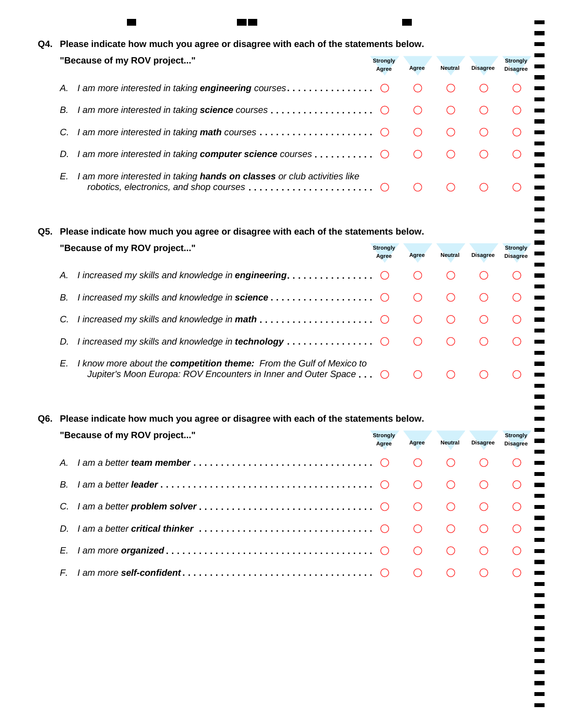**Q4. Please indicate how much you agree or disagree with each of the statements below.**

**"Because of my ROV project..."**

| | Strongly Agree | Agree | Neutral | Disagree | Strongly Disagree |
|---|---|---|---|---|---|
| *A. I am more interested in taking **engineering** courses* | ○ | ○ | ○ | ○ | ○ |
| *B. I am more interested in taking **science** courses* | ○ | ○ | ○ | ○ | ○ |
| *C. I am more interested in taking **math** courses* | ○ | ○ | ○ | ○ | ○ |
| *D. I am more interested in taking **computer science** courses* | ○ | ○ | ○ | ○ | ○ |
| *E. I am more interested in taking **hands on classes** or club activities like robotics, electronics, and shop courses* | ○ | ○ | ○ | ○ | ○ |

**Q5. Please indicate how much you agree or disagree with each of the statements below.**

**"Because of my ROV project..."**

| | Strongly Agree | Agree | Neutral | Disagree | Strongly Disagree |
|---|---|---|---|---|---|
| *A. I increased my skills and knowledge in **engineering*** | ○ | ○ | ○ | ○ | ○ |
| *B. I increased my skills and knowledge in **science*** | ○ | ○ | ○ | ○ | ○ |
| *C. I increased my skills and knowledge in **math*** | ○ | ○ | ○ | ○ | ○ |
| *D. I increased my skills and knowledge in **technology*** | ○ | ○ | ○ | ○ | ○ |
| *E. I know more about the **competition theme:** From the Gulf of Mexico to Jupiter's Moon Europa: ROV Encounters in Inner and Outer Space* | ○ | ○ | ○ | ○ | ○ |

**Q6. Please indicate how much you agree or disagree with each of the statements below.**

**"Because of my ROV project..."**

| | Strongly Agree | Agree | Neutral | Disagree | Strongly Disagree |
|---|---|---|---|---|---|
| *A. I am a better **team member*** | ○ | ○ | ○ | ○ | ○ |
| *B. I am a better **leader*** | ○ | ○ | ○ | ○ | ○ |
| *C. I am a better **problem solver*** | ○ | ○ | ○ | ○ | ○ |
| *D. I am a better **critical thinker*** | ○ | ○ | ○ | ○ | ○ |
| *E. I am more **organized*** | ○ | ○ | ○ | ○ | ○ |
| *F. I am more **self-confident*** | ○ | ○ | ○ | ○ | ○ |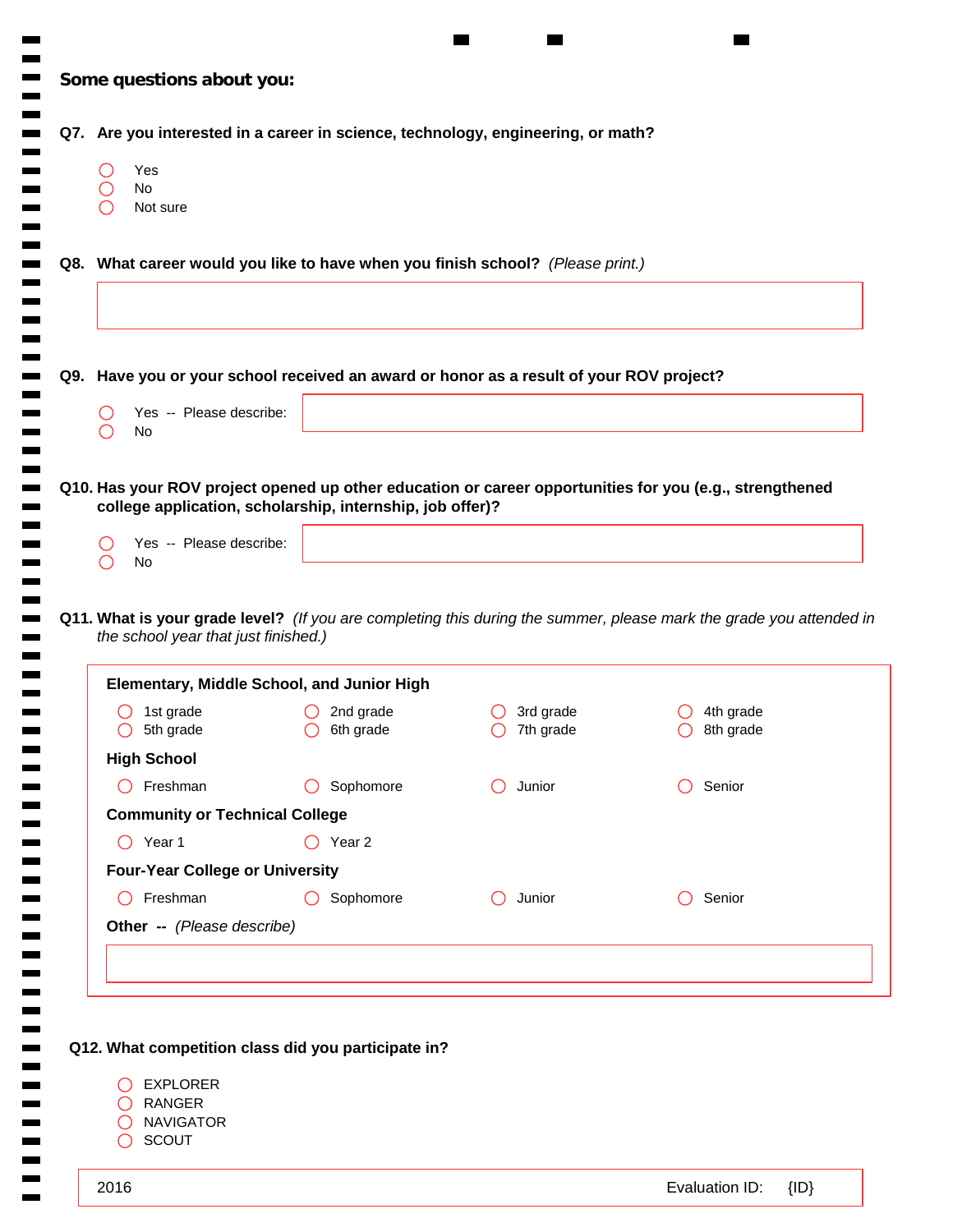## Some questions about you:

**Q7. Are you interested in a career in science, technology, engineering, or math?**

- ◯ Yes
- ◯ No
- ◯ Not sure

**Q8. What career would you like to have when you finish school?** *(Please print.)*

**Q9. Have you or your school received an award or honor as a result of your ROV project?**

- ◯ Yes -- Please describe:
- ◯ No

**Q10. Has your ROV project opened up other education or career opportunities for you (e.g., strengthened college application, scholarship, internship, job offer)?**

- ◯ Yes -- Please describe:
- ◯ No

**Q11. What is your grade level?** *(If you are completing this during the summer, please mark the grade you attended in the school year that just finished.)*

**Elementary, Middle School, and Junior High**

- ◯ 1st grade
- ◯ 2nd grade
- ◯ 3rd grade
- ◯ 4th grade
- ◯ 5th grade
- ◯ 6th grade
- ◯ 7th grade
- ◯ 8th grade

**High School**

- ◯ Freshman
- ◯ Sophomore
- ◯ Junior
- ◯ Senior

**Community or Technical College**

- ◯ Year 1
- ◯ Year 2

**Four-Year College or University**

- ◯ Freshman
- ◯ Sophomore
- ◯ Junior
- ◯ Senior

**Other --** *(Please describe)*

**Q12. What competition class did you participate in?**

- ◯ EXPLORER
- ◯ RANGER
- ◯ NAVIGATOR
- ◯ SCOUT

2016 Evaluation ID: {ID}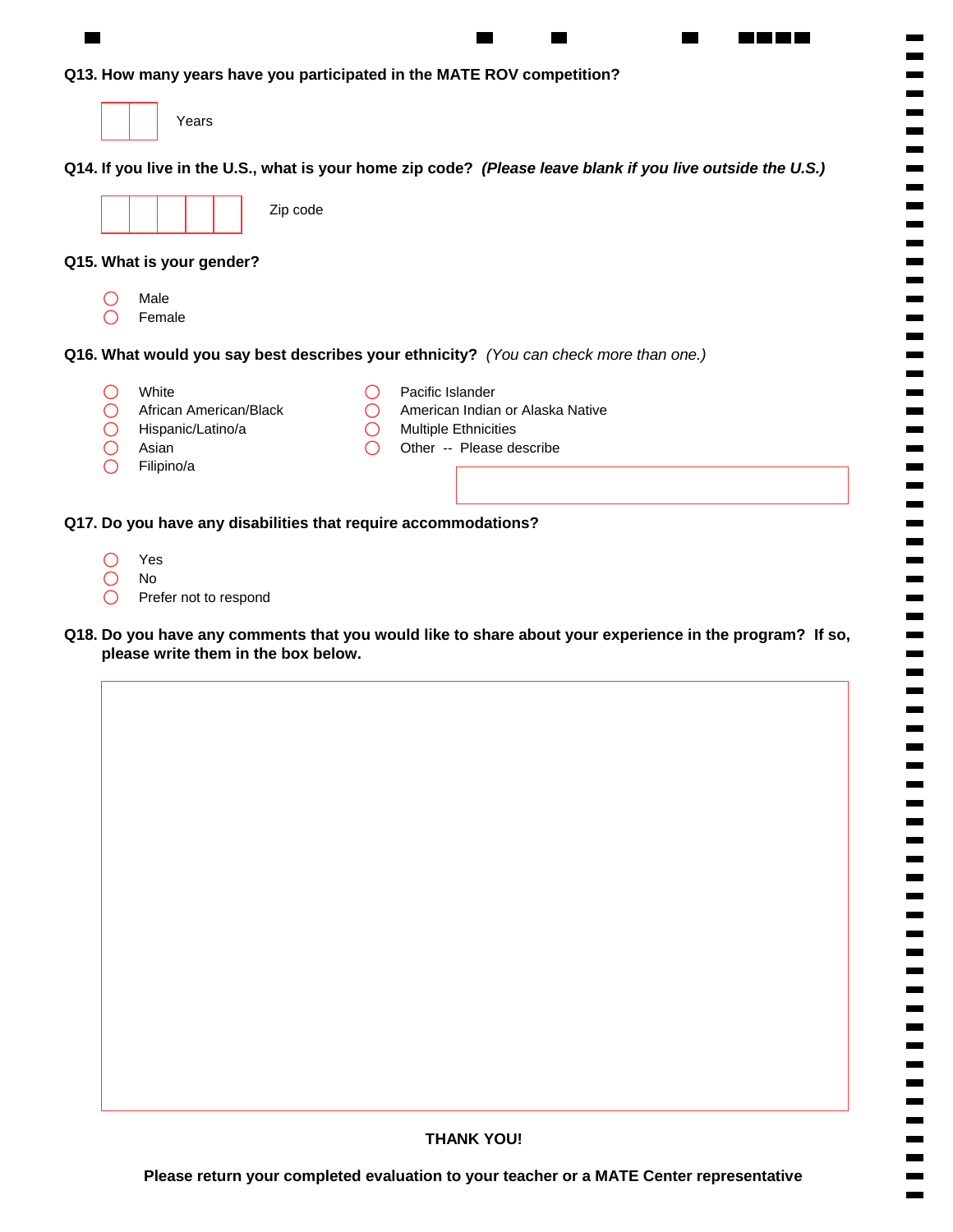**Q13. How many years have you participated in the MATE ROV competition?**

Years

**Q14. If you live in the U.S., what is your home zip code?** ***(Please leave blank if you live outside the U.S.)***

Zip code

**Q15. What is your gender?**

- Male
- Female

**Q16. What would you say best describes your ethnicity?** *(You can check more than one.)*

- White
- African American/Black
- Hispanic/Latino/a
- Asian
- Filipino/a
- Pacific Islander
- American Indian or Alaska Native
- Multiple Ethnicities
- Other -- Please describe

**Q17. Do you have any disabilities that require accommodations?**

- Yes
- No
- Prefer not to respond

**Q18. Do you have any comments that you would like to share about your experience in the program? If so, please write them in the box below.**

**THANK YOU!**

**Please return your completed evaluation to your teacher or a MATE Center representative**